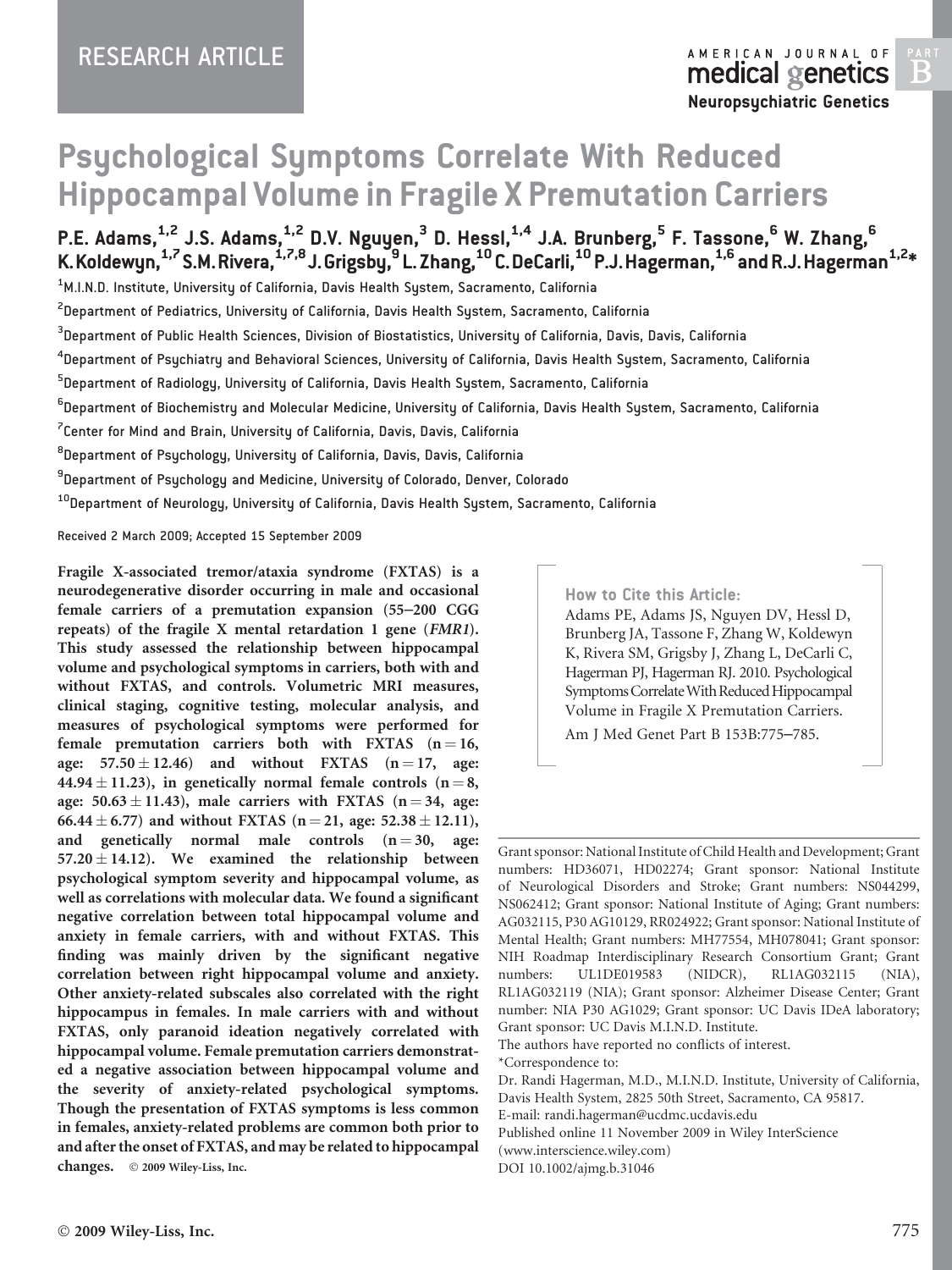RESEARCH ARTICLE

# Psychological Symptoms Correlate With Reduced Hippocampal Volume in Fragile X Premutation Carriers

**P.E. Adams,[1,2] J.S. Adams,[1,2] D.V. Nguyen,[3] D. Hessl,[1,4] J.A. Brunberg,[5] F. Tassone,[6] W. Zhang,[6] K. Koldewyn,[1,7] S.M. Rivera,[1,7,8] J. Grigsby,[9] L. Zhang,[10] C. DeCarli,[10] P.J. Hagerman,[1,6] and R.J. Hagerman[1,2]***

[1]M.I.N.D. Institute, University of California, Davis Health System, Sacramento, California

[2]Department of Pediatrics, University of California, Davis Health System, Sacramento, California

[3]Department of Public Health Sciences, Division of Biostatistics, University of California, Davis, Davis, California

[4]Department of Psychiatry and Behavioral Sciences, University of California, Davis Health System, Sacramento, California

[5]Department of Radiology, University of California, Davis Health System, Sacramento, California

[6]Department of Biochemistry and Molecular Medicine, University of California, Davis Health System, Sacramento, California

[7]Center for Mind and Brain, University of California, Davis, Davis, California

[8]Department of Psychology, University of California, Davis, Davis, California

[9]Department of Psychology and Medicine, University of Colorado, Denver, Colorado

[10]Department of Neurology, University of California, Davis Health System, Sacramento, California

Received 2 March 2009; Accepted 15 September 2009

**Fragile X-associated tremor/ataxia syndrome (FXTAS) is a neurodegenerative disorder occurring in male and occasional female carriers of a premutation expansion (55–200 CGG repeats) of the fragile X mental retardation 1 gene (*FMR1*). This study assessed the relationship between hippocampal volume and psychological symptoms in carriers, both with and without FXTAS, and controls. Volumetric MRI measures, clinical staging, cognitive testing, molecular analysis, and measures of psychological symptoms were performed for female premutation carriers both with FXTAS ($n = 16$, age: $57.50 \pm 12.46$) and without FXTAS ($n = 17$, age: $44.94 \pm 11.23$), in genetically normal female controls ($n = 8$, age: $50.63 \pm 11.43$), male carriers with FXTAS ($n = 34$, age: $66.44 \pm 6.77$) and without FXTAS ($n = 21$, age: $52.38 \pm 12.11$), and genetically normal male controls ($n = 30$, age: $57.20 \pm 14.12$). We examined the relationship between psychological symptom severity and hippocampal volume, as well as correlations with molecular data. We found a significant negative correlation between total hippocampal volume and anxiety in female carriers, with and without FXTAS. This finding was mainly driven by the significant negative correlation between right hippocampal volume and anxiety. Other anxiety-related subscales also correlated with the right hippocampus in females. In male carriers with and without FXTAS, only paranoid ideation negatively correlated with hippocampal volume. Female premutation carriers demonstrated a negative association between hippocampal volume and the severity of anxiety-related psychological symptoms. Though the presentation of FXTAS symptoms is less common in females, anxiety-related problems are common both prior to and after the onset of FXTAS, and may be related to hippocampal changes.** © 2009 Wiley-Liss, Inc.

**How to Cite this Article:**
Adams PE, Adams JS, Nguyen DV, Hessl D, Brunberg JA, Tassone F, Zhang W, Koldewyn K, Rivera SM, Grigsby J, Zhang L, DeCarli C, Hagerman PJ, Hagerman RJ. 2010. Psychological Symptoms Correlate With Reduced Hippocampal Volume in Fragile X Premutation Carriers.
Am J Med Genet Part B 153B:775–785.

Grant sponsor: National Institute of Child Health and Development; Grant numbers: HD36071, HD02274; Grant sponsor: National Institute of Neurological Disorders and Stroke; Grant numbers: NS044299, NS062412; Grant sponsor: National Institute of Aging; Grant numbers: AG032115, P30 AG10129, RR024922; Grant sponsor: National Institute of Mental Health; Grant numbers: MH77554, MH078041; Grant sponsor: NIH Roadmap Interdisciplinary Research Consortium Grant; Grant numbers: UL1DE019583 (NIDCR), RL1AG032115 (NIA), RL1AG032119 (NIA); Grant sponsor: Alzheimer Disease Center; Grant number: NIA P30 AG1029; Grant sponsor: UC Davis IDeA laboratory; Grant sponsor: UC Davis M.I.N.D. Institute.

The authors have reported no conflicts of interest.

*Correspondence to:
Dr. Randi Hagerman, M.D., M.I.N.D. Institute, University of California, Davis Health System, 2825 50th Street, Sacramento, CA 95817.
E-mail: randi.hagerman@ucdmc.ucdavis.edu

Published online 11 November 2009 in Wiley InterScience (www.interscience.wiley.com)

DOI 10.1002/ajmg.b.31046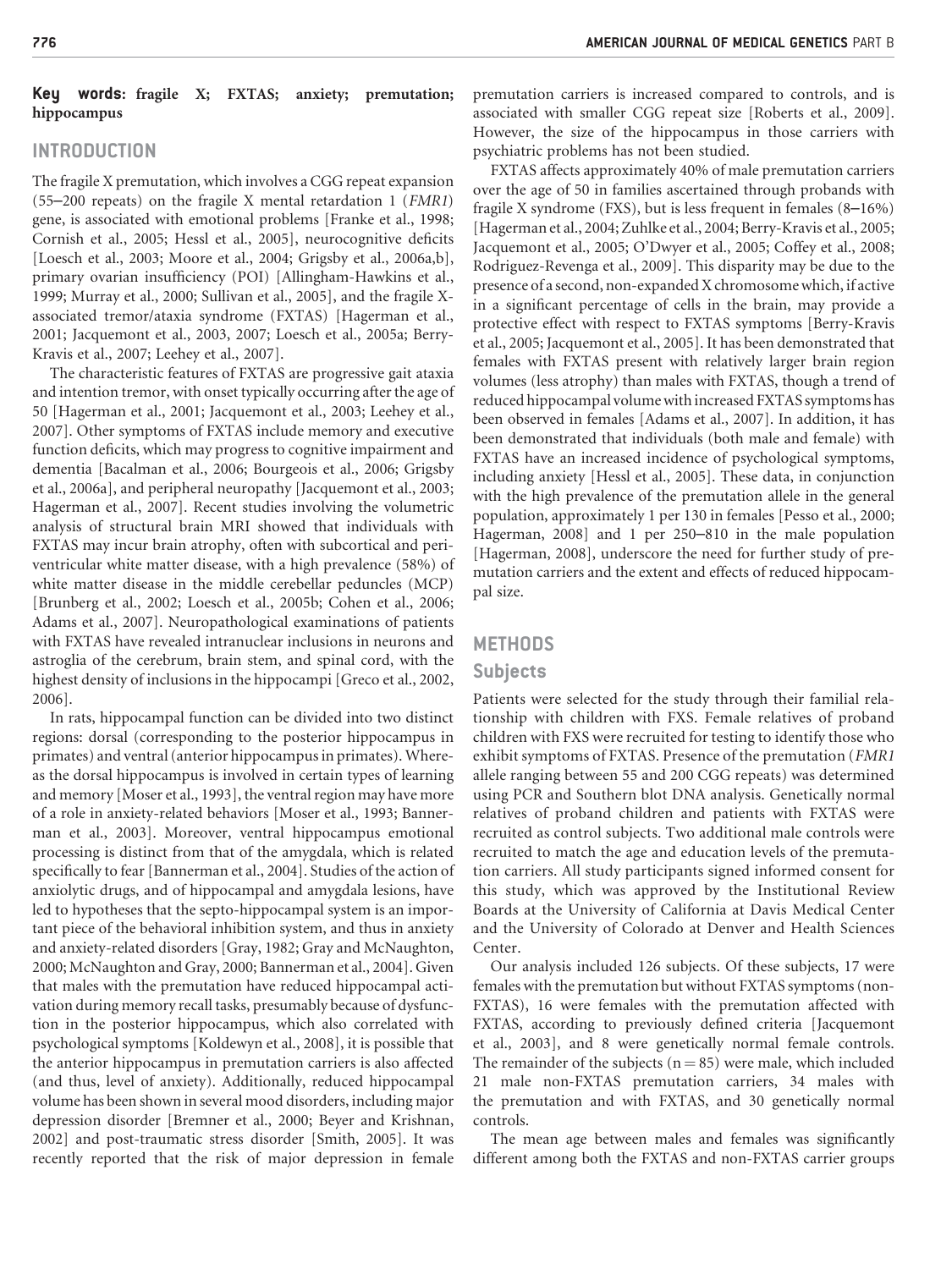**Key words:** fragile X; FXTAS; anxiety; premutation; hippocampus

## INTRODUCTION

The fragile X premutation, which involves a CGG repeat expansion (55–200 repeats) on the fragile X mental retardation 1 (*FMR1*) gene, is associated with emotional problems [Franke et al., 1998; Cornish et al., 2005; Hessl et al., 2005], neurocognitive deficits [Loesch et al., 2003; Moore et al., 2004; Grigsby et al., 2006a,b], primary ovarian insufficiency (POI) [Allingham-Hawkins et al., 1999; Murray et al., 2000; Sullivan et al., 2005], and the fragile X-associated tremor/ataxia syndrome (FXTAS) [Hagerman et al., 2001; Jacquemont et al., 2003, 2007; Loesch et al., 2005a; Berry-Kravis et al., 2007; Leehey et al., 2007].

The characteristic features of FXTAS are progressive gait ataxia and intention tremor, with onset typically occurring after the age of 50 [Hagerman et al., 2001; Jacquemont et al., 2003; Leehey et al., 2007]. Other symptoms of FXTAS include memory and executive function deficits, which may progress to cognitive impairment and dementia [Bacalman et al., 2006; Bourgeois et al., 2006; Grigsby et al., 2006a], and peripheral neuropathy [Jacquemont et al., 2003; Hagerman et al., 2007]. Recent studies involving the volumetric analysis of structural brain MRI showed that individuals with FXTAS may incur brain atrophy, often with subcortical and periventricular white matter disease, with a high prevalence (58%) of white matter disease in the middle cerebellar peduncles (MCP) [Brunberg et al., 2002; Loesch et al., 2005b; Cohen et al., 2006; Adams et al., 2007]. Neuropathological examinations of patients with FXTAS have revealed intranuclear inclusions in neurons and astroglia of the cerebrum, brain stem, and spinal cord, with the highest density of inclusions in the hippocampi [Greco et al., 2002, 2006].

In rats, hippocampal function can be divided into two distinct regions: dorsal (corresponding to the posterior hippocampus in primates) and ventral (anterior hippocampus in primates). Whereas the dorsal hippocampus is involved in certain types of learning and memory [Moser et al., 1993], the ventral region may have more of a role in anxiety-related behaviors [Moser et al., 1993; Bannerman et al., 2003]. Moreover, ventral hippocampus emotional processing is distinct from that of the amygdala, which is related specifically to fear [Bannerman et al., 2004]. Studies of the action of anxiolytic drugs, and of hippocampal and amygdala lesions, have led to hypotheses that the septo-hippocampal system is an important piece of the behavioral inhibition system, and thus in anxiety and anxiety-related disorders [Gray, 1982; Gray and McNaughton, 2000; McNaughton and Gray, 2000; Bannerman et al., 2004]. Given that males with the premutation have reduced hippocampal activation during memory recall tasks, presumably because of dysfunction in the posterior hippocampus, which also correlated with psychological symptoms [Koldewyn et al., 2008], it is possible that the anterior hippocampus in premutation carriers is also affected (and thus, level of anxiety). Additionally, reduced hippocampal volume has been shown in several mood disorders, including major depression disorder [Bremner et al., 2000; Beyer and Krishnan, 2002] and post-traumatic stress disorder [Smith, 2005]. It was recently reported that the risk of major depression in female premutation carriers is increased compared to controls, and is associated with smaller CGG repeat size [Roberts et al., 2009]. However, the size of the hippocampus in those carriers with psychiatric problems has not been studied.

FXTAS affects approximately 40% of male premutation carriers over the age of 50 in families ascertained through probands with fragile X syndrome (FXS), but is less frequent in females (8–16%) [Hagerman et al., 2004; Zuhlke et al., 2004; Berry-Kravis et al., 2005; Jacquemont et al., 2005; O'Dwyer et al., 2005; Coffey et al., 2008; Rodriguez-Revenga et al., 2009]. This disparity may be due to the presence of a second, non-expanded X chromosome which, if active in a significant percentage of cells in the brain, may provide a protective effect with respect to FXTAS symptoms [Berry-Kravis et al., 2005; Jacquemont et al., 2005]. It has been demonstrated that females with FXTAS present with relatively larger brain region volumes (less atrophy) than males with FXTAS, though a trend of reduced hippocampal volume with increased FXTAS symptoms has been observed in females [Adams et al., 2007]. In addition, it has been demonstrated that individuals (both male and female) with FXTAS have an increased incidence of psychological symptoms, including anxiety [Hessl et al., 2005]. These data, in conjunction with the high prevalence of the premutation allele in the general population, approximately 1 per 130 in females [Pesso et al., 2000; Hagerman, 2008] and 1 per 250–810 in the male population [Hagerman, 2008], underscore the need for further study of premutation carriers and the extent and effects of reduced hippocampal size.

## METHODS

### Subjects

Patients were selected for the study through their familial relationship with children with FXS. Female relatives of proband children with FXS were recruited for testing to identify those who exhibit symptoms of FXTAS. Presence of the premutation (*FMR1* allele ranging between 55 and 200 CGG repeats) was determined using PCR and Southern blot DNA analysis. Genetically normal relatives of proband children and patients with FXTAS were recruited as control subjects. Two additional male controls were recruited to match the age and education levels of the premutation carriers. All study participants signed informed consent for this study, which was approved by the Institutional Review Boards at the University of California at Davis Medical Center and the University of Colorado at Denver and Health Sciences Center.

Our analysis included 126 subjects. Of these subjects, 17 were females with the premutation but without FXTAS symptoms (non-FXTAS), 16 were females with the premutation affected with FXTAS, according to previously defined criteria [Jacquemont et al., 2003], and 8 were genetically normal female controls. The remainder of the subjects ($n = 85$) were male, which included 21 male non-FXTAS premutation carriers, 34 males with the premutation and with FXTAS, and 30 genetically normal controls.

The mean age between males and females was significantly different among both the FXTAS and non-FXTAS carrier groups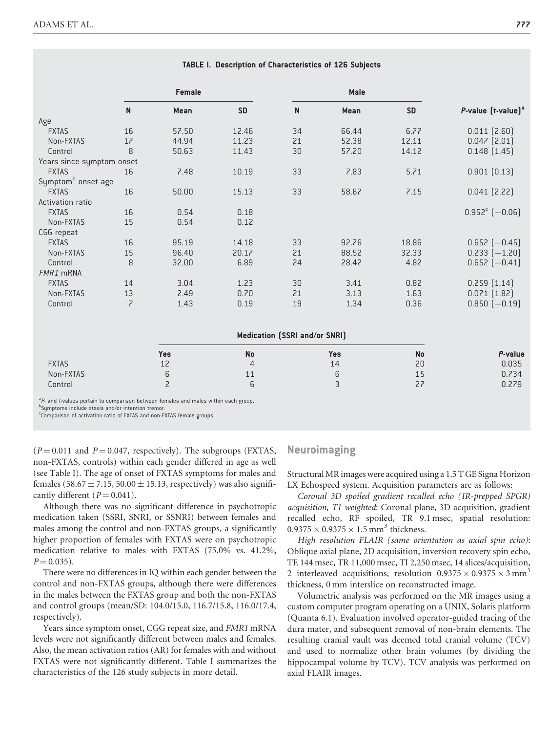**TABLE I. Description of Characteristics of 126 Subjects**

| | Female | | | Male | | | |
|---|---|---|---|---|---|---|---|
| | N | Mean | SD | N | Mean | SD | *P*-value (*t*-value)[a] |
| Age | | | | | | | |
| FXTAS | 16 | 57.50 | 12.46 | 34 | 66.44 | 6.77 | 0.011 (2.60) |
| Non-FXTAS | 17 | 44.94 | 11.23 | 21 | 52.38 | 12.11 | 0.047 (2.01) |
| Control | 8 | 50.63 | 11.43 | 30 | 57.20 | 14.12 | 0.148 (1.45) |
| Years since symptom onset | | | | | | | |
| FXTAS | 16 | 7.48 | 10.19 | 33 | 7.83 | 5.71 | 0.901 (0.13) |
| Symptom[b] onset age | | | | | | | |
| FXTAS | 16 | 50.00 | 15.13 | 33 | 58.67 | 7.15 | 0.041 (2.22) |
| Activation ratio | | | | | | | |
| FXTAS | 16 | 0.54 | 0.18 | | | | 0.952[c] (−0.06) |
| Non-FXTAS | 15 | 0.54 | 0.12 | | | | |
| CGG repeat | | | | | | | |
| FXTAS | 16 | 95.19 | 14.18 | 33 | 92.76 | 18.86 | 0.652 (−0.45) |
| Non-FXTAS | 15 | 96.40 | 20.17 | 21 | 88.52 | 32.33 | 0.233 (−1.20) |
| Control | 8 | 32.00 | 6.89 | 24 | 28.42 | 4.82 | 0.652 (−0.41) |
| *FMR1* mRNA | | | | | | | |
| FXTAS | 14 | 3.04 | 1.23 | 30 | 3.41 | 0.82 | 0.259 (1.14) |
| Non-FXTAS | 13 | 2.49 | 0.70 | 21 | 3.13 | 1.63 | 0.071 (1.82) |
| Control | 7 | 1.43 | 0.19 | 19 | 1.34 | 0.36 | 0.850 (−0.19) |

| | Medication (SSRI and/or SNRI) | | | | |
|---|---|---|---|---|---|
| | Yes | No | Yes | No | *P*-value |
| FXTAS | 12 | 4 | 14 | 20 | 0.035 |
| Non-FXTAS | 6 | 11 | 6 | 15 | 0.734 |
| Control | 2 | 6 | 3 | 27 | 0.279 |

[a]*P*- and *t*-values pertain to comparison between females and males within each group.
[b]Symptoms include ataxia and/or intention tremor.
[c]Comparison of activation ratio of FXTAS and non-FXTAS female groups.

($P = 0.011$ and $P = 0.047$, respectively). The subgroups (FXTAS, non-FXTAS, controls) within each gender differed in age as well (see Table I). The age of onset of FXTAS symptoms for males and females ($58.67 \pm 7.15$, $50.00 \pm 15.13$, respectively) was also significantly different ($P = 0.041$).

Although there was no significant difference in psychotropic medication taken (SSRI, SNRI, or SSNRI) between females and males among the control and non-FXTAS groups, a significantly higher proportion of females with FXTAS were on psychotropic medication relative to males with FXTAS (75.0% vs. 41.2%, $P = 0.035$).

There were no differences in IQ within each gender between the control and non-FXTAS groups, although there were differences in the males between the FXTAS group and both the non-FXTAS and control groups (mean/SD: 104.0/15.0, 116.7/15.8, 116.0/17.4, respectively).

Years since symptom onset, CGG repeat size, and *FMR1* mRNA levels were not significantly different between males and females. Also, the mean activation ratios (AR) for females with and without FXTAS were not significantly different. Table I summarizes the characteristics of the 126 study subjects in more detail.

## Neuroimaging

Structural MR images were acquired using a 1.5 T GE Signa Horizon LX Echospeed system. Acquisition parameters are as follows:

*Coronal 3D spoiled gradient recalled echo (IR-prepped SPGR) acquisition, T1 weighted*: Coronal plane, 3D acquisition, gradient recalled echo, RF spoiled, TR 9.1 msec, spatial resolution: $0.9375 \times 0.9375 \times 1.5\ \text{mm}^3$ thickness.

*High resolution FLAIR (same orientation as axial spin echo)*: Oblique axial plane, 2D acquisition, inversion recovery spin echo, TE 144 msec, TR 11,000 msec, TI 2,250 msec, 14 slices/acquisition, 2 interleaved acquisitions, resolution $0.9375 \times 0.9375 \times 3\ \text{mm}^3$ thickness, 0 mm interslice on reconstructed image.

Volumetric analysis was performed on the MR images using a custom computer program operating on a UNIX, Solaris platform (Quanta 6.1). Evaluation involved operator-guided tracing of the dura mater, and subsequent removal of non-brain elements. The resulting cranial vault was deemed total cranial volume (TCV) and used to normalize other brain volumes (by dividing the hippocampal volume by TCV). TCV analysis was performed on axial FLAIR images.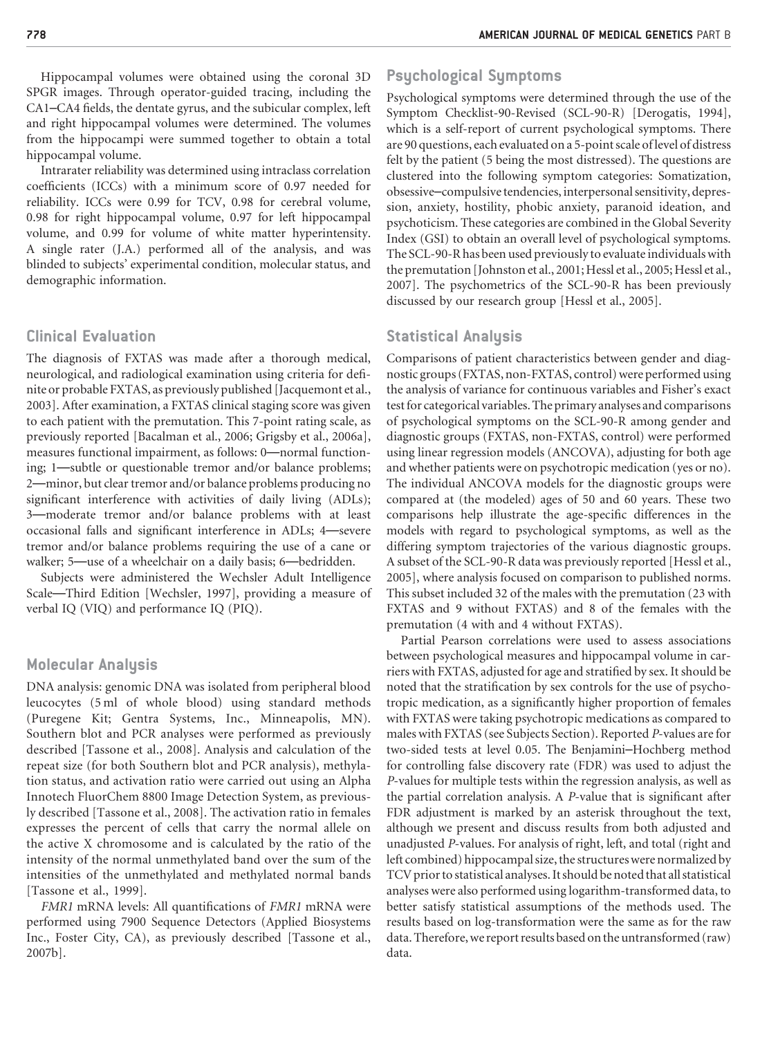Hippocampal volumes were obtained using the coronal 3D SPGR images. Through operator-guided tracing, including the CA1–CA4 fields, the dentate gyrus, and the subicular complex, left and right hippocampal volumes were determined. The volumes from the hippocampi were summed together to obtain a total hippocampal volume.

Intrarater reliability was determined using intraclass correlation coefficients (ICCs) with a minimum score of 0.97 needed for reliability. ICCs were 0.99 for TCV, 0.98 for cerebral volume, 0.98 for right hippocampal volume, 0.97 for left hippocampal volume, and 0.99 for volume of white matter hyperintensity. A single rater (J.A.) performed all of the analysis, and was blinded to subjects' experimental condition, molecular status, and demographic information.

## Clinical Evaluation

The diagnosis of FXTAS was made after a thorough medical, neurological, and radiological examination using criteria for definite or probable FXTAS, as previously published [Jacquemont et al., 2003]. After examination, a FXTAS clinical staging score was given to each patient with the premutation. This 7-point rating scale, as previously reported [Bacalman et al., 2006; Grigsby et al., 2006a], measures functional impairment, as follows: 0—normal functioning; 1—subtle or questionable tremor and/or balance problems; 2—minor, but clear tremor and/or balance problems producing no significant interference with activities of daily living (ADLs); 3—moderate tremor and/or balance problems with at least occasional falls and significant interference in ADLs; 4—severe tremor and/or balance problems requiring the use of a cane or walker; 5—use of a wheelchair on a daily basis; 6—bedridden.

Subjects were administered the Wechsler Adult Intelligence Scale—Third Edition [Wechsler, 1997], providing a measure of verbal IQ (VIQ) and performance IQ (PIQ).

## Molecular Analysis

DNA analysis: genomic DNA was isolated from peripheral blood leucocytes (5 ml of whole blood) using standard methods (Puregene Kit; Gentra Systems, Inc., Minneapolis, MN). Southern blot and PCR analyses were performed as previously described [Tassone et al., 2008]. Analysis and calculation of the repeat size (for both Southern blot and PCR analysis), methylation status, and activation ratio were carried out using an Alpha Innotech FluorChem 8800 Image Detection System, as previously described [Tassone et al., 2008]. The activation ratio in females expresses the percent of cells that carry the normal allele on the active X chromosome and is calculated by the ratio of the intensity of the normal unmethylated band over the sum of the intensities of the unmethylated and methylated normal bands [Tassone et al., 1999].

*FMR1* mRNA levels: All quantifications of *FMR1* mRNA were performed using 7900 Sequence Detectors (Applied Biosystems Inc., Foster City, CA), as previously described [Tassone et al., 2007b].

## Psychological Symptoms

Psychological symptoms were determined through the use of the Symptom Checklist-90-Revised (SCL-90-R) [Derogatis, 1994], which is a self-report of current psychological symptoms. There are 90 questions, each evaluated on a 5-point scale of level of distress felt by the patient (5 being the most distressed). The questions are clustered into the following symptom categories: Somatization, obsessive–compulsive tendencies, interpersonal sensitivity, depression, anxiety, hostility, phobic anxiety, paranoid ideation, and psychoticism. These categories are combined in the Global Severity Index (GSI) to obtain an overall level of psychological symptoms. The SCL-90-R has been used previously to evaluate individuals with the premutation [Johnston et al., 2001; Hessl et al., 2005; Hessl et al., 2007]. The psychometrics of the SCL-90-R has been previously discussed by our research group [Hessl et al., 2005].

## Statistical Analysis

Comparisons of patient characteristics between gender and diagnostic groups (FXTAS, non-FXTAS, control) were performed using the analysis of variance for continuous variables and Fisher's exact test for categorical variables. The primary analyses and comparisons of psychological symptoms on the SCL-90-R among gender and diagnostic groups (FXTAS, non-FXTAS, control) were performed using linear regression models (ANCOVA), adjusting for both age and whether patients were on psychotropic medication (yes or no). The individual ANCOVA models for the diagnostic groups were compared at (the modeled) ages of 50 and 60 years. These two comparisons help illustrate the age-specific differences in the models with regard to psychological symptoms, as well as the differing symptom trajectories of the various diagnostic groups. A subset of the SCL-90-R data was previously reported [Hessl et al., 2005], where analysis focused on comparison to published norms. This subset included 32 of the males with the premutation (23 with FXTAS and 9 without FXTAS) and 8 of the females with the premutation (4 with and 4 without FXTAS).

Partial Pearson correlations were used to assess associations between psychological measures and hippocampal volume in carriers with FXTAS, adjusted for age and stratified by sex. It should be noted that the stratification by sex controls for the use of psychotropic medication, as a significantly higher proportion of females with FXTAS were taking psychotropic medications as compared to males with FXTAS (see Subjects Section). Reported *P*-values are for two-sided tests at level 0.05. The Benjamini–Hochberg method for controlling false discovery rate (FDR) was used to adjust the *P*-values for multiple tests within the regression analysis, as well as the partial correlation analysis. A *P*-value that is significant after FDR adjustment is marked by an asterisk throughout the text, although we present and discuss results from both adjusted and unadjusted *P*-values. For analysis of right, left, and total (right and left combined) hippocampal size, the structures were normalized by TCV prior to statistical analyses. It should be noted that all statistical analyses were also performed using logarithm-transformed data, to better satisfy statistical assumptions of the methods used. The results based on log-transformation were the same as for the raw data. Therefore, we report results based on the untransformed (raw) data.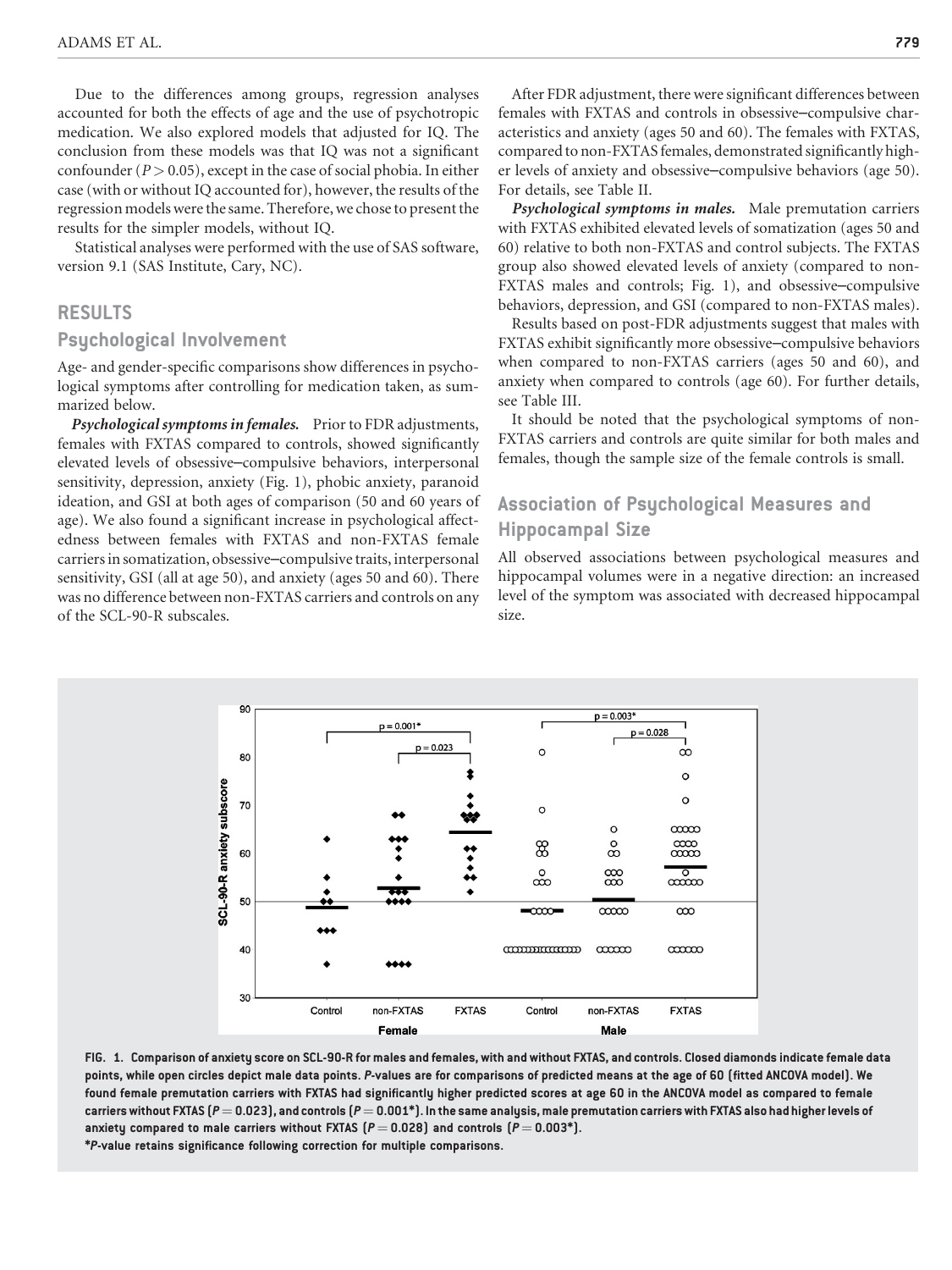Due to the differences among groups, regression analyses accounted for both the effects of age and the use of psychotropic medication. We also explored models that adjusted for IQ. The conclusion from these models was that IQ was not a significant confounder ($P > 0.05$), except in the case of social phobia. In either case (with or without IQ accounted for), however, the results of the regression models were the same. Therefore, we chose to present the results for the simpler models, without IQ.

Statistical analyses were performed with the use of SAS software, version 9.1 (SAS Institute, Cary, NC).

## RESULTS

### Psychological Involvement

Age- and gender-specific comparisons show differences in psychological symptoms after controlling for medication taken, as summarized below.

***Psychological symptoms in females.*** Prior to FDR adjustments, females with FXTAS compared to controls, showed significantly elevated levels of obsessive–compulsive behaviors, interpersonal sensitivity, depression, anxiety (Fig. 1), phobic anxiety, paranoid ideation, and GSI at both ages of comparison (50 and 60 years of age). We also found a significant increase in psychological affectedness between females with FXTAS and non-FXTAS female carriers in somatization, obsessive–compulsive traits, interpersonal sensitivity, GSI (all at age 50), and anxiety (ages 50 and 60). There was no difference between non-FXTAS carriers and controls on any of the SCL-90-R subscales.

After FDR adjustment, there were significant differences between females with FXTAS and controls in obsessive–compulsive characteristics and anxiety (ages 50 and 60). The females with FXTAS, compared to non-FXTAS females, demonstrated significantly higher levels of anxiety and obsessive–compulsive behaviors (age 50). For details, see Table II.

***Psychological symptoms in males.*** Male premutation carriers with FXTAS exhibited elevated levels of somatization (ages 50 and 60) relative to both non-FXTAS and control subjects. The FXTAS group also showed elevated levels of anxiety (compared to non-FXTAS males and controls; Fig. 1), and obsessive–compulsive behaviors, depression, and GSI (compared to non-FXTAS males).

Results based on post-FDR adjustments suggest that males with FXTAS exhibit significantly more obsessive–compulsive behaviors when compared to non-FXTAS carriers (ages 50 and 60), and anxiety when compared to controls (age 60). For further details, see Table III.

It should be noted that the psychological symptoms of non-FXTAS carriers and controls are quite similar for both males and females, though the sample size of the female controls is small.

### Association of Psychological Measures and Hippocampal Size

All observed associations between psychological measures and hippocampal volumes were in a negative direction: an increased level of the symptom was associated with decreased hippocampal size.

**FIG. 1. Comparison of anxiety score on SCL-90-R for males and females, with and without FXTAS, and controls. Closed diamonds indicate female data points, while open circles depict male data points. *P*-values are for comparisons of predicted means at the age of 60 (fitted ANCOVA model). We found female premutation carriers with FXTAS had significantly higher predicted scores at age 60 in the ANCOVA model as compared to female carriers without FXTAS ($P = 0.023$), and controls ($P = 0.001$*). In the same analysis, male premutation carriers with FXTAS also had higher levels of anxiety compared to male carriers without FXTAS ($P = 0.028$) and controls ($P = 0.003$*).**

**\**P*-value retains significance following correction for multiple comparisons.**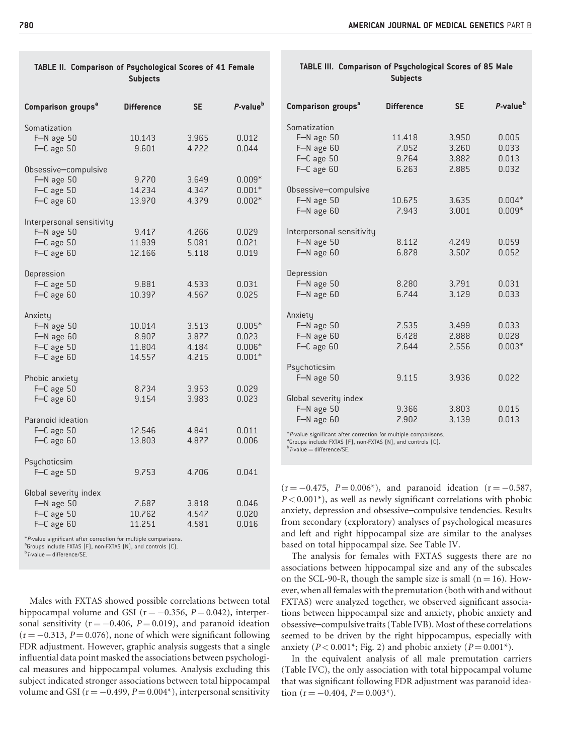**TABLE II. Comparison of Psychological Scores of 41 Female Subjects**

| Comparison groups[a] | Difference | SE | *P*-value[b] |
|---|---|---|---|
| Somatization | | | |
| F–N age 50 | 10.143 | 3.965 | 0.012 |
| F–C age 50 | 9.601 | 4.722 | 0.044 |
| Obsessive–compulsive | | | |
| F–N age 50 | 9.770 | 3.649 | 0.009* |
| F–C age 50 | 14.234 | 4.347 | 0.001* |
| F–C age 60 | 13.970 | 4.379 | 0.002* |
| Interpersonal sensitivity | | | |
| F–N age 50 | 9.417 | 4.266 | 0.029 |
| F–C age 50 | 11.939 | 5.081 | 0.021 |
| F–C age 60 | 12.166 | 5.118 | 0.019 |
| Depression | | | |
| F–C age 50 | 9.881 | 4.533 | 0.031 |
| F–C age 60 | 10.397 | 4.567 | 0.025 |
| Anxiety | | | |
| F–N age 50 | 10.014 | 3.513 | 0.005* |
| F–N age 60 | 8.907 | 3.877 | 0.023 |
| F–C age 50 | 11.804 | 4.184 | 0.006* |
| F–C age 60 | 14.557 | 4.215 | 0.001* |
| Phobic anxiety | | | |
| F–C age 50 | 8.734 | 3.953 | 0.029 |
| F–C age 60 | 9.154 | 3.983 | 0.023 |
| Paranoid ideation | | | |
| F–C age 50 | 12.546 | 4.841 | 0.011 |
| F–C age 60 | 13.803 | 4.877 | 0.006 |
| Psychoticsim | | | |
| F–C age 50 | 9.753 | 4.706 | 0.041 |
| Global severity index | | | |
| F–N age 50 | 7.687 | 3.818 | 0.046 |
| F–C age 50 | 10.762 | 4.547 | 0.020 |
| F–C age 60 | 11.251 | 4.581 | 0.016 |

*$P$-value significant after correction for multiple comparisons.
[a]Groups include FXTAS (F), non-FXTAS (N), and controls (C).
[b]$T$-value = difference/SE.

**TABLE III. Comparison of Psychological Scores of 85 Male Subjects**

| Comparison groups[a] | Difference | SE | *P*-value[b] |
|---|---|---|---|
| Somatization | | | |
| F–N age 50 | 11.418 | 3.950 | 0.005 |
| F–N age 60 | 7.052 | 3.260 | 0.033 |
| F–C age 50 | 9.764 | 3.882 | 0.013 |
| F–C age 60 | 6.263 | 2.885 | 0.032 |
| Obsessive–compulsive | | | |
| F–N age 50 | 10.675 | 3.635 | 0.004* |
| F–N age 60 | 7.943 | 3.001 | 0.009* |
| Interpersonal sensitivity | | | |
| F–N age 50 | 8.112 | 4.249 | 0.059 |
| F–N age 60 | 6.878 | 3.507 | 0.052 |
| Depression | | | |
| F–N age 50 | 8.280 | 3.791 | 0.031 |
| F–N age 60 | 6.744 | 3.129 | 0.033 |
| Anxiety | | | |
| F–N age 50 | 7.535 | 3.499 | 0.033 |
| F–N age 60 | 6.428 | 2.888 | 0.028 |
| F–C age 60 | 7.644 | 2.556 | 0.003* |
| Psychoticsim | | | |
| F–N age 50 | 9.115 | 3.936 | 0.022 |
| Global severity index | | | |
| F–N age 50 | 9.366 | 3.803 | 0.015 |
| F–N age 60 | 7.902 | 3.139 | 0.013 |

*$P$-value significant after correction for multiple comparisons.
[a]Groups include FXTAS (F), non-FXTAS (N), and controls (C).
[b]$T$-value = difference/SE.

Males with FXTAS showed possible correlations between total hippocampal volume and GSI ($r = -0.356$, $P = 0.042$), interpersonal sensitivity ($r = -0.406$, $P = 0.019$), and paranoid ideation ($r = -0.313$, $P = 0.076$), none of which were significant following FDR adjustment. However, graphic analysis suggests that a single influential data point masked the associations between psychological measures and hippocampal volumes. Analysis excluding this subject indicated stronger associations between total hippocampal volume and GSI ($r = -0.499$, $P = 0.004$*), interpersonal sensitivity ($r = -0.475$, $P = 0.006$*), and paranoid ideation ($r = -0.587$, $P < 0.001$*), as well as newly significant correlations with phobic anxiety, depression and obsessive–compulsive tendencies. Results from secondary (exploratory) analyses of psychological measures and left and right hippocampal size are similar to the analyses based on total hippocampal size. See Table IV.

The analysis for females with FXTAS suggests there are no associations between hippocampal size and any of the subscales on the SCL-90-R, though the sample size is small ($n = 16$). However, when all females with the premutation (both with and without FXTAS) were analyzed together, we observed significant associations between hippocampal size and anxiety, phobic anxiety and obsessive–compulsive traits (Table IVB). Most of these correlations seemed to be driven by the right hippocampus, especially with anxiety ($P < 0.001$*; Fig. 2) and phobic anxiety ($P = 0.001$*).

In the equivalent analysis of all male premutation carriers (Table IVC), the only association with total hippocampal volume that was significant following FDR adjustment was paranoid ideation ($r = -0.404$, $P = 0.003$*).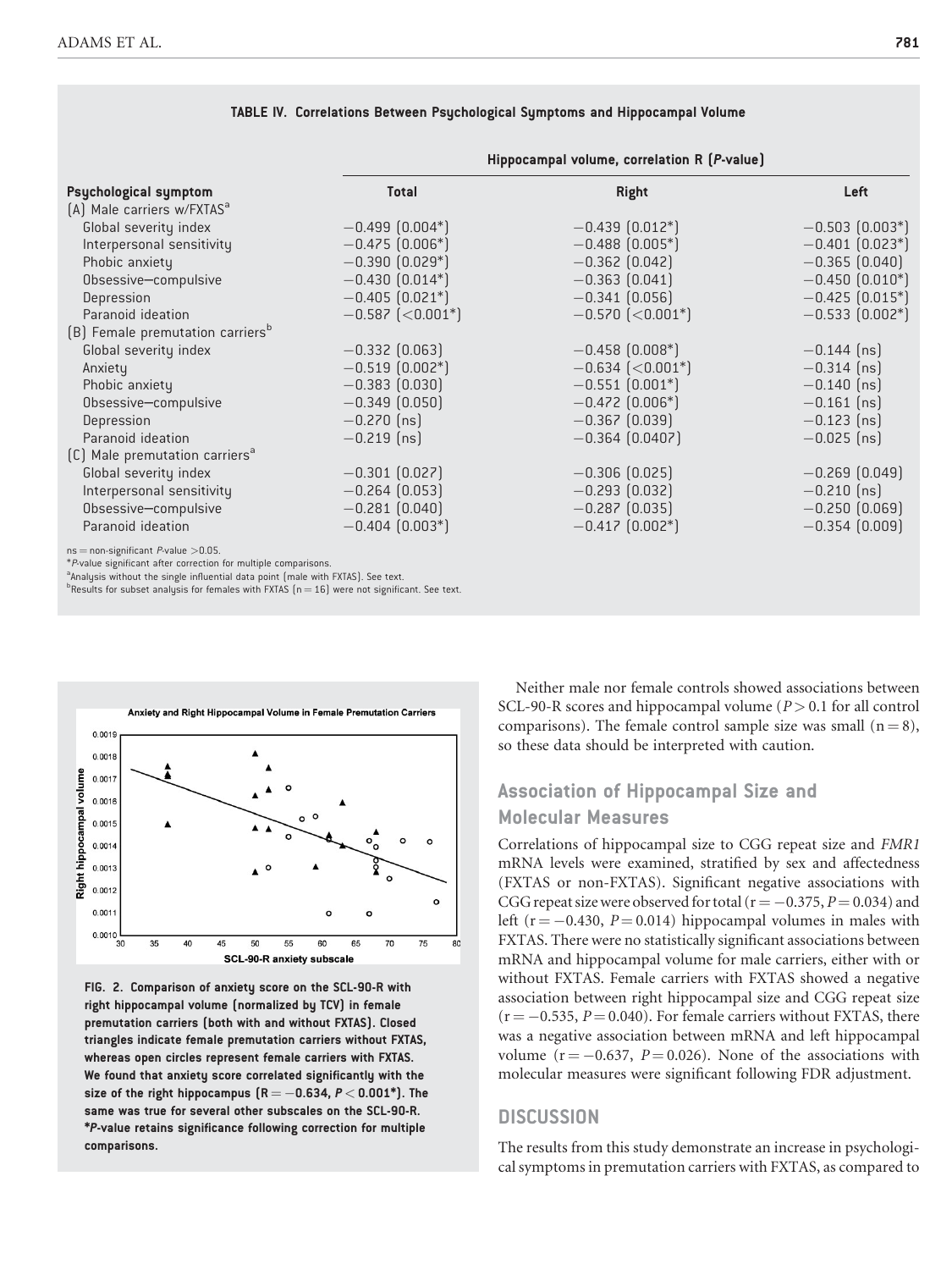**TABLE IV. Correlations Between Psychological Symptoms and Hippocampal Volume**

| Psychological symptom | Hippocampal volume, correlation R (*P*-value) | | |
|---|---|---|---|
| | Total | Right | Left |
| (A) Male carriers w/FXTAS[a] | | | |
| Global severity index | −0.499 (0.004*) | −0.439 (0.012*) | −0.503 (0.003*) |
| Interpersonal sensitivity | −0.475 (0.006*) | −0.488 (0.005*) | −0.401 (0.023*) |
| Phobic anxiety | −0.390 (0.029*) | −0.362 (0.042) | −0.365 (0.040) |
| Obsessive–compulsive | −0.430 (0.014*) | −0.363 (0.041) | −0.450 (0.010*) |
| Depression | −0.405 (0.021*) | −0.341 (0.056) | −0.425 (0.015*) |
| Paranoid ideation | −0.587 (<0.001*) | −0.570 (<0.001*) | −0.533 (0.002*) |
| (B) Female premutation carriers[b] | | | |
| Global severity index | −0.332 (0.063) | −0.458 (0.008*) | −0.144 (ns) |
| Anxiety | −0.519 (0.002*) | −0.634 (<0.001*) | −0.314 (ns) |
| Phobic anxiety | −0.383 (0.030) | −0.551 (0.001*) | −0.140 (ns) |
| Obsessive–compulsive | −0.349 (0.050) | −0.472 (0.006*) | −0.161 (ns) |
| Depression | −0.270 (ns) | −0.367 (0.039) | −0.123 (ns) |
| Paranoid ideation | −0.219 (ns) | −0.364 (0.0407) | −0.025 (ns) |
| (C) Male premutation carriers[a] | | | |
| Global severity index | −0.301 (0.027) | −0.306 (0.025) | −0.269 (0.049) |
| Interpersonal sensitivity | −0.264 (0.053) | −0.293 (0.032) | −0.210 (ns) |
| Obsessive–compulsive | −0.281 (0.040) | −0.287 (0.035) | −0.250 (0.069) |
| Paranoid ideation | −0.404 (0.003*) | −0.417 (0.002*) | −0.354 (0.009) |

ns = non-significant *P*-value >0.05.
*P-value significant after correction for multiple comparisons.
[a]Analysis without the single influential data point (male with FXTAS). See text.
[b]Results for subset analysis for females with FXTAS (n = 16) were not significant. See text.

FIG. 2. Comparison of anxiety score on the SCL-90-R with right hippocampal volume (normalized by TCV) in female premutation carriers (both with and without FXTAS). Closed triangles indicate female premutation carriers without FXTAS, whereas open circles represent female carriers with FXTAS. We found that anxiety score correlated significantly with the size of the right hippocampus ($R = -0.634$, $P < 0.001$*). The same was true for several other subscales on the SCL-90-R. **P*-value retains significance following correction for multiple comparisons.

Neither male nor female controls showed associations between SCL-90-R scores and hippocampal volume ($P > 0.1$ for all control comparisons). The female control sample size was small ($n = 8$), so these data should be interpreted with caution.

## Association of Hippocampal Size and Molecular Measures

Correlations of hippocampal size to CGG repeat size and *FMR1* mRNA levels were examined, stratified by sex and affectedness (FXTAS or non-FXTAS). Significant negative associations with CGG repeat size were observed for total ($r = -0.375$, $P = 0.034$) and left ($r = -0.430$, $P = 0.014$) hippocampal volumes in males with FXTAS. There were no statistically significant associations between mRNA and hippocampal volume for male carriers, either with or without FXTAS. Female carriers with FXTAS showed a negative association between right hippocampal size and CGG repeat size ($r = -0.535$, $P = 0.040$). For female carriers without FXTAS, there was a negative association between mRNA and left hippocampal volume ($r = -0.637$, $P = 0.026$). None of the associations with molecular measures were significant following FDR adjustment.

## DISCUSSION

The results from this study demonstrate an increase in psychological symptoms in premutation carriers with FXTAS, as compared to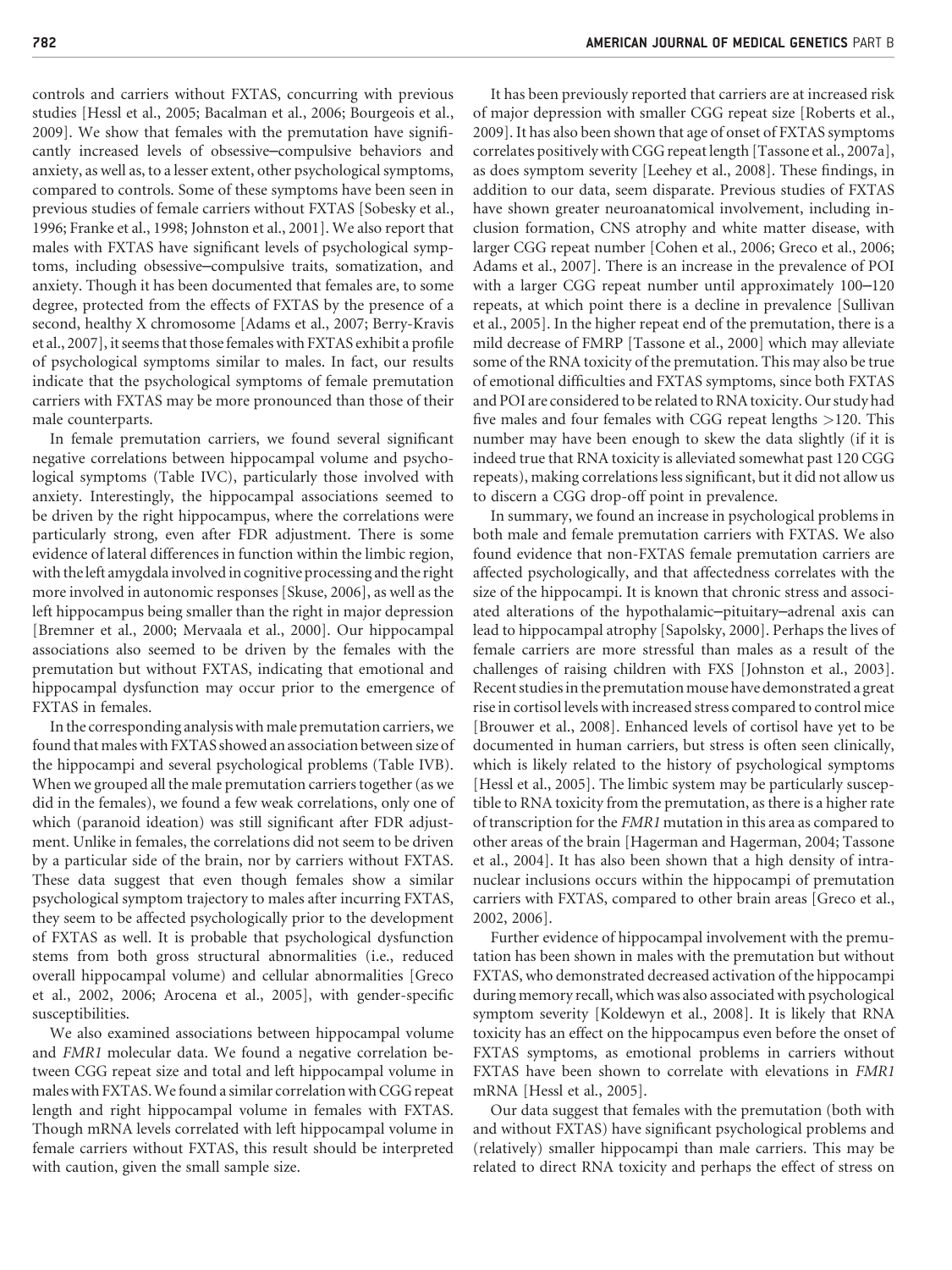controls and carriers without FXTAS, concurring with previous studies [Hessl et al., 2005; Bacalman et al., 2006; Bourgeois et al., 2009]. We show that females with the premutation have significantly increased levels of obsessive–compulsive behaviors and anxiety, as well as, to a lesser extent, other psychological symptoms, compared to controls. Some of these symptoms have been seen in previous studies of female carriers without FXTAS [Sobesky et al., 1996; Franke et al., 1998; Johnston et al., 2001]. We also report that males with FXTAS have significant levels of psychological symptoms, including obsessive–compulsive traits, somatization, and anxiety. Though it has been documented that females are, to some degree, protected from the effects of FXTAS by the presence of a second, healthy X chromosome [Adams et al., 2007; Berry-Kravis et al., 2007], it seems that those females with FXTAS exhibit a profile of psychological symptoms similar to males. In fact, our results indicate that the psychological symptoms of female premutation carriers with FXTAS may be more pronounced than those of their male counterparts.

In female premutation carriers, we found several significant negative correlations between hippocampal volume and psychological symptoms (Table IVC), particularly those involved with anxiety. Interestingly, the hippocampal associations seemed to be driven by the right hippocampus, where the correlations were particularly strong, even after FDR adjustment. There is some evidence of lateral differences in function within the limbic region, with the left amygdala involved in cognitive processing and the right more involved in autonomic responses [Skuse, 2006], as well as the left hippocampus being smaller than the right in major depression [Bremner et al., 2000; Mervaala et al., 2000]. Our hippocampal associations also seemed to be driven by the females with the premutation but without FXTAS, indicating that emotional and hippocampal dysfunction may occur prior to the emergence of FXTAS in females.

In the corresponding analysis with male premutation carriers, we found that males with FXTAS showed an association between size of the hippocampi and several psychological problems (Table IVB). When we grouped all the male premutation carriers together (as we did in the females), we found a few weak correlations, only one of which (paranoid ideation) was still significant after FDR adjustment. Unlike in females, the correlations did not seem to be driven by a particular side of the brain, nor by carriers without FXTAS. These data suggest that even though females show a similar psychological symptom trajectory to males after incurring FXTAS, they seem to be affected psychologically prior to the development of FXTAS as well. It is probable that psychological dysfunction stems from both gross structural abnormalities (i.e., reduced overall hippocampal volume) and cellular abnormalities [Greco et al., 2002, 2006; Arocena et al., 2005], with gender-specific susceptibilities.

We also examined associations between hippocampal volume and *FMR1* molecular data. We found a negative correlation between CGG repeat size and total and left hippocampal volume in males with FXTAS. We found a similar correlation with CGG repeat length and right hippocampal volume in females with FXTAS. Though mRNA levels correlated with left hippocampal volume in female carriers without FXTAS, this result should be interpreted with caution, given the small sample size.

It has been previously reported that carriers are at increased risk of major depression with smaller CGG repeat size [Roberts et al., 2009]. It has also been shown that age of onset of FXTAS symptoms correlates positively with CGG repeat length [Tassone et al., 2007a], as does symptom severity [Leehey et al., 2008]. These findings, in addition to our data, seem disparate. Previous studies of FXTAS have shown greater neuroanatomical involvement, including inclusion formation, CNS atrophy and white matter disease, with larger CGG repeat number [Cohen et al., 2006; Greco et al., 2006; Adams et al., 2007]. There is an increase in the prevalence of POI with a larger CGG repeat number until approximately 100–120 repeats, at which point there is a decline in prevalence [Sullivan et al., 2005]. In the higher repeat end of the premutation, there is a mild decrease of FMRP [Tassone et al., 2000] which may alleviate some of the RNA toxicity of the premutation. This may also be true of emotional difficulties and FXTAS symptoms, since both FXTAS and POI are considered to be related to RNA toxicity. Our study had five males and four females with CGG repeat lengths >120. This number may have been enough to skew the data slightly (if it is indeed true that RNA toxicity is alleviated somewhat past 120 CGG repeats), making correlations less significant, but it did not allow us to discern a CGG drop-off point in prevalence.

In summary, we found an increase in psychological problems in both male and female premutation carriers with FXTAS. We also found evidence that non-FXTAS female premutation carriers are affected psychologically, and that affectedness correlates with the size of the hippocampi. It is known that chronic stress and associated alterations of the hypothalamic–pituitary–adrenal axis can lead to hippocampal atrophy [Sapolsky, 2000]. Perhaps the lives of female carriers are more stressful than males as a result of the challenges of raising children with FXS [Johnston et al., 2003]. Recent studies in the premutation mouse have demonstrated a great rise in cortisol levels with increased stress compared to control mice [Brouwer et al., 2008]. Enhanced levels of cortisol have yet to be documented in human carriers, but stress is often seen clinically, which is likely related to the history of psychological symptoms [Hessl et al., 2005]. The limbic system may be particularly susceptible to RNA toxicity from the premutation, as there is a higher rate of transcription for the *FMR1* mutation in this area as compared to other areas of the brain [Hagerman and Hagerman, 2004; Tassone et al., 2004]. It has also been shown that a high density of intranuclear inclusions occurs within the hippocampi of premutation carriers with FXTAS, compared to other brain areas [Greco et al., 2002, 2006].

Further evidence of hippocampal involvement with the premutation has been shown in males with the premutation but without FXTAS, who demonstrated decreased activation of the hippocampi during memory recall, which was also associated with psychological symptom severity [Koldewyn et al., 2008]. It is likely that RNA toxicity has an effect on the hippocampus even before the onset of FXTAS symptoms, as emotional problems in carriers without FXTAS have been shown to correlate with elevations in *FMR1* mRNA [Hessl et al., 2005].

Our data suggest that females with the premutation (both with and without FXTAS) have significant psychological problems and (relatively) smaller hippocampi than male carriers. This may be related to direct RNA toxicity and perhaps the effect of stress on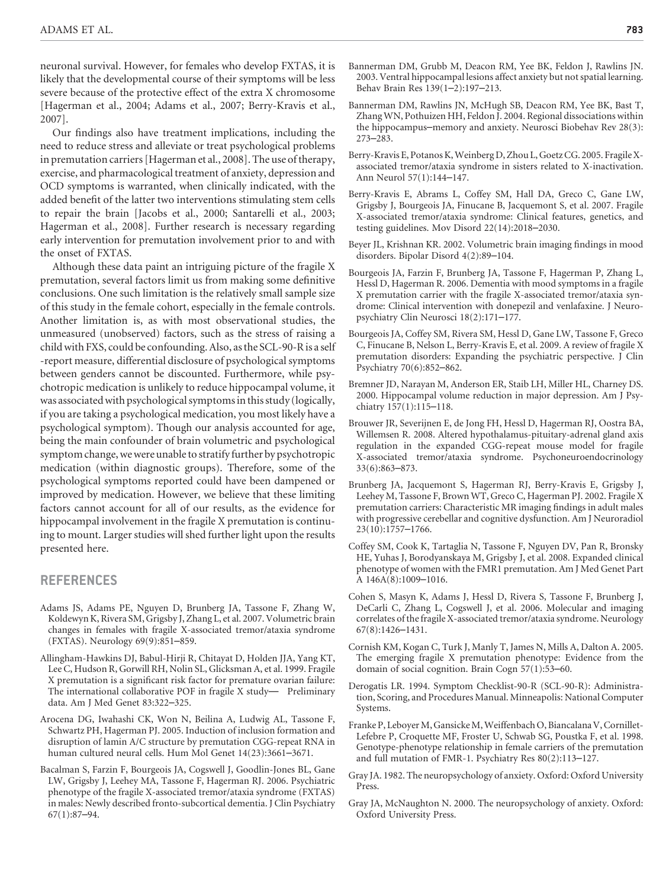neuronal survival. However, for females who develop FXTAS, it is likely that the developmental course of their symptoms will be less severe because of the protective effect of the extra X chromosome [Hagerman et al., 2004; Adams et al., 2007; Berry-Kravis et al., 2007].

Our findings also have treatment implications, including the need to reduce stress and alleviate or treat psychological problems in premutation carriers [Hagerman et al., 2008]. The use of therapy, exercise, and pharmacological treatment of anxiety, depression and OCD symptoms is warranted, when clinically indicated, with the added benefit of the latter two interventions stimulating stem cells to repair the brain [Jacobs et al., 2000; Santarelli et al., 2003; Hagerman et al., 2008]. Further research is necessary regarding early intervention for premutation involvement prior to and with the onset of FXTAS.

Although these data paint an intriguing picture of the fragile X premutation, several factors limit us from making some definitive conclusions. One such limitation is the relatively small sample size of this study in the female cohort, especially in the female controls. Another limitation is, as with most observational studies, the unmeasured (unobserved) factors, such as the stress of raising a child with FXS, could be confounding. Also, as the SCL-90-R is a self -report measure, differential disclosure of psychological symptoms between genders cannot be discounted. Furthermore, while psychotropic medication is unlikely to reduce hippocampal volume, it was associated with psychological symptoms in this study (logically, if you are taking a psychological medication, you most likely have a psychological symptom). Though our analysis accounted for age, being the main confounder of brain volumetric and psychological symptom change, we were unable to stratify further by psychotropic medication (within diagnostic groups). Therefore, some of the psychological symptoms reported could have been dampened or improved by medication. However, we believe that these limiting factors cannot account for all of our results, as the evidence for hippocampal involvement in the fragile X premutation is continuing to mount. Larger studies will shed further light upon the results presented here.

## REFERENCES

Adams JS, Adams PE, Nguyen D, Brunberg JA, Tassone F, Zhang W, Koldewyn K, Rivera SM, Grigsby J, Zhang L, et al. 2007. Volumetric brain changes in females with fragile X-associated tremor/ataxia syndrome (FXTAS). Neurology 69(9):851–859.

Allingham-Hawkins DJ, Babul-Hirji R, Chitayat D, Holden JJA, Yang KT, Lee C, Hudson R, Gorwill RH, Nolin SL, Glicksman A, et al. 1999. Fragile X premutation is a significant risk factor for premature ovarian failure: The international collaborative POF in fragile X study— Preliminary data. Am J Med Genet 83:322–325.

Arocena DG, Iwahashi CK, Won N, Beilina A, Ludwig AL, Tassone F, Schwartz PH, Hagerman PJ. 2005. Induction of inclusion formation and disruption of lamin A/C structure by premutation CGG-repeat RNA in human cultured neural cells. Hum Mol Genet 14(23):3661–3671.

Bacalman S, Farzin F, Bourgeois JA, Cogswell J, Goodlin-Jones BL, Gane LW, Grigsby J, Leehey MA, Tassone F, Hagerman RJ. 2006. Psychiatric phenotype of the fragile X-associated tremor/ataxia syndrome (FXTAS) in males: Newly described fronto-subcortical dementia. J Clin Psychiatry 67(1):87–94.

Bannerman DM, Grubb M, Deacon RM, Yee BK, Feldon J, Rawlins JN. 2003. Ventral hippocampal lesions affect anxiety but not spatial learning. Behav Brain Res 139(1–2):197–213.

Bannerman DM, Rawlins JN, McHugh SB, Deacon RM, Yee BK, Bast T, Zhang WN, Pothuizen HH, Feldon J. 2004. Regional dissociations within the hippocampus—memory and anxiety. Neurosci Biobehav Rev 28(3): 273–283.

Berry-Kravis E, Potanos K, Weinberg D, Zhou L, Goetz CG. 2005. Fragile X-associated tremor/ataxia syndrome in sisters related to X-inactivation. Ann Neurol 57(1):144–147.

Berry-Kravis E, Abrams L, Coffey SM, Hall DA, Greco C, Gane LW, Grigsby J, Bourgeois JA, Finucane B, Jacquemont S, et al. 2007. Fragile X-associated tremor/ataxia syndrome: Clinical features, genetics, and testing guidelines. Mov Disord 22(14):2018–2030.

Beyer JL, Krishnan KR. 2002. Volumetric brain imaging findings in mood disorders. Bipolar Disord 4(2):89–104.

Bourgeois JA, Farzin F, Brunberg JA, Tassone F, Hagerman P, Zhang L, Hessl D, Hagerman R. 2006. Dementia with mood symptoms in a fragile X premutation carrier with the fragile X-associated tremor/ataxia syndrome: Clinical intervention with donepezil and venlafaxine. J Neuropsychiatry Clin Neurosci 18(2):171–177.

Bourgeois JA, Coffey SM, Rivera SM, Hessl D, Gane LW, Tassone F, Greco C, Finucane B, Nelson L, Berry-Kravis E, et al. 2009. A review of fragile X premutation disorders: Expanding the psychiatric perspective. J Clin Psychiatry 70(6):852–862.

Bremner JD, Narayan M, Anderson ER, Staib LH, Miller HL, Charney DS. 2000. Hippocampal volume reduction in major depression. Am J Psychiatry 157(1):115–118.

Brouwer JR, Severijnen E, de Jong FH, Hessl D, Hagerman RJ, Oostra BA, Willemsen R. 2008. Altered hypothalamus-pituitary-adrenal gland axis regulation in the expanded CGG-repeat mouse model for fragile X-associated tremor/ataxia syndrome. Psychoneuroendocrinology 33(6):863–873.

Brunberg JA, Jacquemont S, Hagerman RJ, Berry-Kravis E, Grigsby J, Leehey M, Tassone F, Brown WT, Greco C, Hagerman PJ. 2002. Fragile X premutation carriers: Characteristic MR imaging findings in adult males with progressive cerebellar and cognitive dysfunction. Am J Neuroradiol 23(10):1757–1766.

Coffey SM, Cook K, Tartaglia N, Tassone F, Nguyen DV, Pan R, Bronsky HE, Yuhas J, Borodyanskaya M, Grigsby J, et al. 2008. Expanded clinical phenotype of women with the FMR1 premutation. Am J Med Genet Part A 146A(8):1009–1016.

Cohen S, Masyn K, Adams J, Hessl D, Rivera S, Tassone F, Brunberg J, DeCarli C, Zhang L, Cogswell J, et al. 2006. Molecular and imaging correlates of the fragile X-associated tremor/ataxia syndrome. Neurology 67(8):1426–1431.

Cornish KM, Kogan C, Turk J, Manly T, James N, Mills A, Dalton A. 2005. The emerging fragile X premutation phenotype: Evidence from the domain of social cognition. Brain Cogn 57(1):53–60.

Derogatis LR. 1994. Symptom Checklist-90-R (SCL-90-R): Administration, Scoring, and Procedures Manual. Minneapolis: National Computer Systems.

Franke P, Leboyer M, Gansicke M, Weiffenbach O, Biancalana V, Cornillet-Lefebre P, Croquette MF, Froster U, Schwab SG, Poustka F, et al. 1998. Genotype-phenotype relationship in female carriers of the premutation and full mutation of FMR-1. Psychiatry Res 80(2):113–127.

Gray JA. 1982. The neuropsychology of anxiety. Oxford: Oxford University Press.

Gray JA, McNaughton N. 2000. The neuropsychology of anxiety. Oxford: Oxford University Press.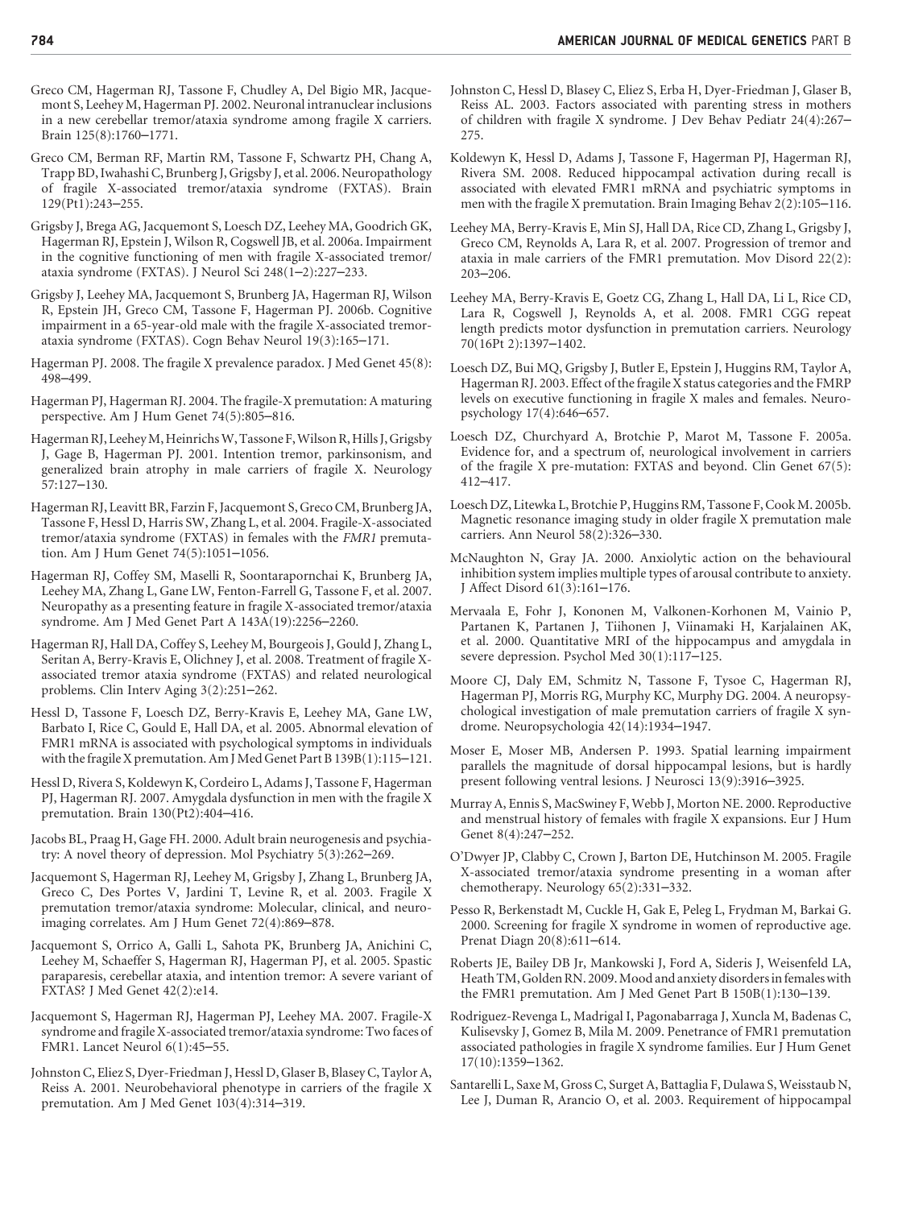Greco CM, Hagerman RJ, Tassone F, Chudley A, Del Bigio MR, Jacquemont S, Leehey M, Hagerman PJ. 2002. Neuronal intranuclear inclusions in a new cerebellar tremor/ataxia syndrome among fragile X carriers. Brain 125(8):1760–1771.

Greco CM, Berman RF, Martin RM, Tassone F, Schwartz PH, Chang A, Trapp BD, Iwahashi C, Brunberg J, Grigsby J, et al. 2006. Neuropathology of fragile X-associated tremor/ataxia syndrome (FXTAS). Brain 129(Pt1):243–255.

Grigsby J, Brega AG, Jacquemont S, Loesch DZ, Leehey MA, Goodrich GK, Hagerman RJ, Epstein J, Wilson R, Cogswell JB, et al. 2006a. Impairment in the cognitive functioning of men with fragile X-associated tremor/ataxia syndrome (FXTAS). J Neurol Sci 248(1–2):227–233.

Grigsby J, Leehey MA, Jacquemont S, Brunberg JA, Hagerman RJ, Wilson R, Epstein JH, Greco CM, Tassone F, Hagerman PJ. 2006b. Cognitive impairment in a 65-year-old male with the fragile X-associated tremor-ataxia syndrome (FXTAS). Cogn Behav Neurol 19(3):165–171.

Hagerman PJ. 2008. The fragile X prevalence paradox. J Med Genet 45(8): 498–499.

Hagerman PJ, Hagerman RJ. 2004. The fragile-X premutation: A maturing perspective. Am J Hum Genet 74(5):805–816.

Hagerman RJ, Leehey M, Heinrichs W, Tassone F, Wilson R, Hills J, Grigsby J, Gage B, Hagerman PJ. 2001. Intention tremor, parkinsonism, and generalized brain atrophy in male carriers of fragile X. Neurology 57:127–130.

Hagerman RJ, Leavitt BR, Farzin F, Jacquemont S, Greco CM, Brunberg JA, Tassone F, Hessl D, Harris SW, Zhang L, et al. 2004. Fragile-X-associated tremor/ataxia syndrome (FXTAS) in females with the *FMR1* premutation. Am J Hum Genet 74(5):1051–1056.

Hagerman RJ, Coffey SM, Maselli R, Soontarapornchai K, Brunberg JA, Leehey MA, Zhang L, Gane LW, Fenton-Farrell G, Tassone F, et al. 2007. Neuropathy as a presenting feature in fragile X-associated tremor/ataxia syndrome. Am J Med Genet Part A 143A(19):2256–2260.

Hagerman RJ, Hall DA, Coffey S, Leehey M, Bourgeois J, Gould J, Zhang L, Seritan A, Berry-Kravis E, Olichney J, et al. 2008. Treatment of fragile X-associated tremor ataxia syndrome (FXTAS) and related neurological problems. Clin Interv Aging 3(2):251–262.

Hessl D, Tassone F, Loesch DZ, Berry-Kravis E, Leehey MA, Gane LW, Barbato I, Rice C, Gould E, Hall DA, et al. 2005. Abnormal elevation of FMR1 mRNA is associated with psychological symptoms in individuals with the fragile X premutation. Am J Med Genet Part B 139B(1):115–121.

Hessl D, Rivera S, Koldewyn K, Cordeiro L, Adams J, Tassone F, Hagerman PJ, Hagerman RJ. 2007. Amygdala dysfunction in men with the fragile X premutation. Brain 130(Pt2):404–416.

Jacobs BL, Praag H, Gage FH. 2000. Adult brain neurogenesis and psychiatry: A novel theory of depression. Mol Psychiatry 5(3):262–269.

Jacquemont S, Hagerman RJ, Leehey M, Grigsby J, Zhang L, Brunberg JA, Greco C, Des Portes V, Jardini T, Levine R, et al. 2003. Fragile X premutation tremor/ataxia syndrome: Molecular, clinical, and neuroimaging correlates. Am J Hum Genet 72(4):869–878.

Jacquemont S, Orrico A, Galli L, Sahota PK, Brunberg JA, Anichini C, Leehey M, Schaeffer S, Hagerman RJ, Hagerman PJ, et al. 2005. Spastic paraparesis, cerebellar ataxia, and intention tremor: A severe variant of FXTAS? J Med Genet 42(2):e14.

Jacquemont S, Hagerman RJ, Hagerman PJ, Leehey MA. 2007. Fragile-X syndrome and fragile X-associated tremor/ataxia syndrome: Two faces of FMR1. Lancet Neurol 6(1):45–55.

Johnston C, Eliez S, Dyer-Friedman J, Hessl D, Glaser B, Blasey C, Taylor A, Reiss A. 2001. Neurobehavioral phenotype in carriers of the fragile X premutation. Am J Med Genet 103(4):314–319.

Johnston C, Hessl D, Blasey C, Eliez S, Erba H, Dyer-Friedman J, Glaser B, Reiss AL. 2003. Factors associated with parenting stress in mothers of children with fragile X syndrome. J Dev Behav Pediatr 24(4):267–275.

Koldewyn K, Hessl D, Adams J, Tassone F, Hagerman PJ, Hagerman RJ, Rivera SM. 2008. Reduced hippocampal activation during recall is associated with elevated FMR1 mRNA and psychiatric symptoms in men with the fragile X premutation. Brain Imaging Behav 2(2):105–116.

Leehey MA, Berry-Kravis E, Min SJ, Hall DA, Rice CD, Zhang L, Grigsby J, Greco CM, Reynolds A, Lara R, et al. 2007. Progression of tremor and ataxia in male carriers of the FMR1 premutation. Mov Disord 22(2): 203–206.

Leehey MA, Berry-Kravis E, Goetz CG, Zhang L, Hall DA, Li L, Rice CD, Lara R, Cogswell J, Reynolds A, et al. 2008. FMR1 CGG repeat length predicts motor dysfunction in premutation carriers. Neurology 70(16Pt 2):1397–1402.

Loesch DZ, Bui MQ, Grigsby J, Butler E, Epstein J, Huggins RM, Taylor A, Hagerman RJ. 2003. Effect of the fragile X status categories and the FMRP levels on executive functioning in fragile X males and females. Neuropsychology 17(4):646–657.

Loesch DZ, Churchyard A, Brotchie P, Marot M, Tassone F. 2005a. Evidence for, and a spectrum of, neurological involvement in carriers of the fragile X pre-mutation: FXTAS and beyond. Clin Genet 67(5): 412–417.

Loesch DZ, Litewka L, Brotchie P, Huggins RM, Tassone F, Cook M. 2005b. Magnetic resonance imaging study in older fragile X premutation male carriers. Ann Neurol 58(2):326–330.

McNaughton N, Gray JA. 2000. Anxiolytic action on the behavioural inhibition system implies multiple types of arousal contribute to anxiety. J Affect Disord 61(3):161–176.

Mervaala E, Fohr J, Kononen M, Valkonen-Korhonen M, Vainio P, Partanen K, Partanen J, Tiihonen J, Viinamaki H, Karjalainen AK, et al. 2000. Quantitative MRI of the hippocampus and amygdala in severe depression. Psychol Med 30(1):117–125.

Moore CJ, Daly EM, Schmitz N, Tassone F, Tysoe C, Hagerman RJ, Hagerman PJ, Morris RG, Murphy KC, Murphy DG. 2004. A neuropsychological investigation of male premutation carriers of fragile X syndrome. Neuropsychologia 42(14):1934–1947.

Moser E, Moser MB, Andersen P. 1993. Spatial learning impairment parallels the magnitude of dorsal hippocampal lesions, but is hardly present following ventral lesions. J Neurosci 13(9):3916–3925.

Murray A, Ennis S, MacSwiney F, Webb J, Morton NE. 2000. Reproductive and menstrual history of females with fragile X expansions. Eur J Hum Genet 8(4):247–252.

O'Dwyer JP, Clabby C, Crown J, Barton DE, Hutchinson M. 2005. Fragile X-associated tremor/ataxia syndrome presenting in a woman after chemotherapy. Neurology 65(2):331–332.

Pesso R, Berkenstadt M, Cuckle H, Gak E, Peleg L, Frydman M, Barkai G. 2000. Screening for fragile X syndrome in women of reproductive age. Prenat Diagn 20(8):611–614.

Roberts JE, Bailey DB Jr, Mankowski J, Ford A, Sideris J, Weisenfeld LA, Heath TM, Golden RN. 2009. Mood and anxiety disorders in females with the FMR1 premutation. Am J Med Genet Part B 150B(1):130–139.

Rodriguez-Revenga L, Madrigal I, Pagonabarraga J, Xuncla M, Badenas C, Kulisevsky J, Gomez B, Mila M. 2009. Penetrance of FMR1 premutation associated pathologies in fragile X syndrome families. Eur J Hum Genet 17(10):1359–1362.

Santarelli L, Saxe M, Gross C, Surget A, Battaglia F, Dulawa S, Weisstaub N, Lee J, Duman R, Arancio O, et al. 2003. Requirement of hippocampal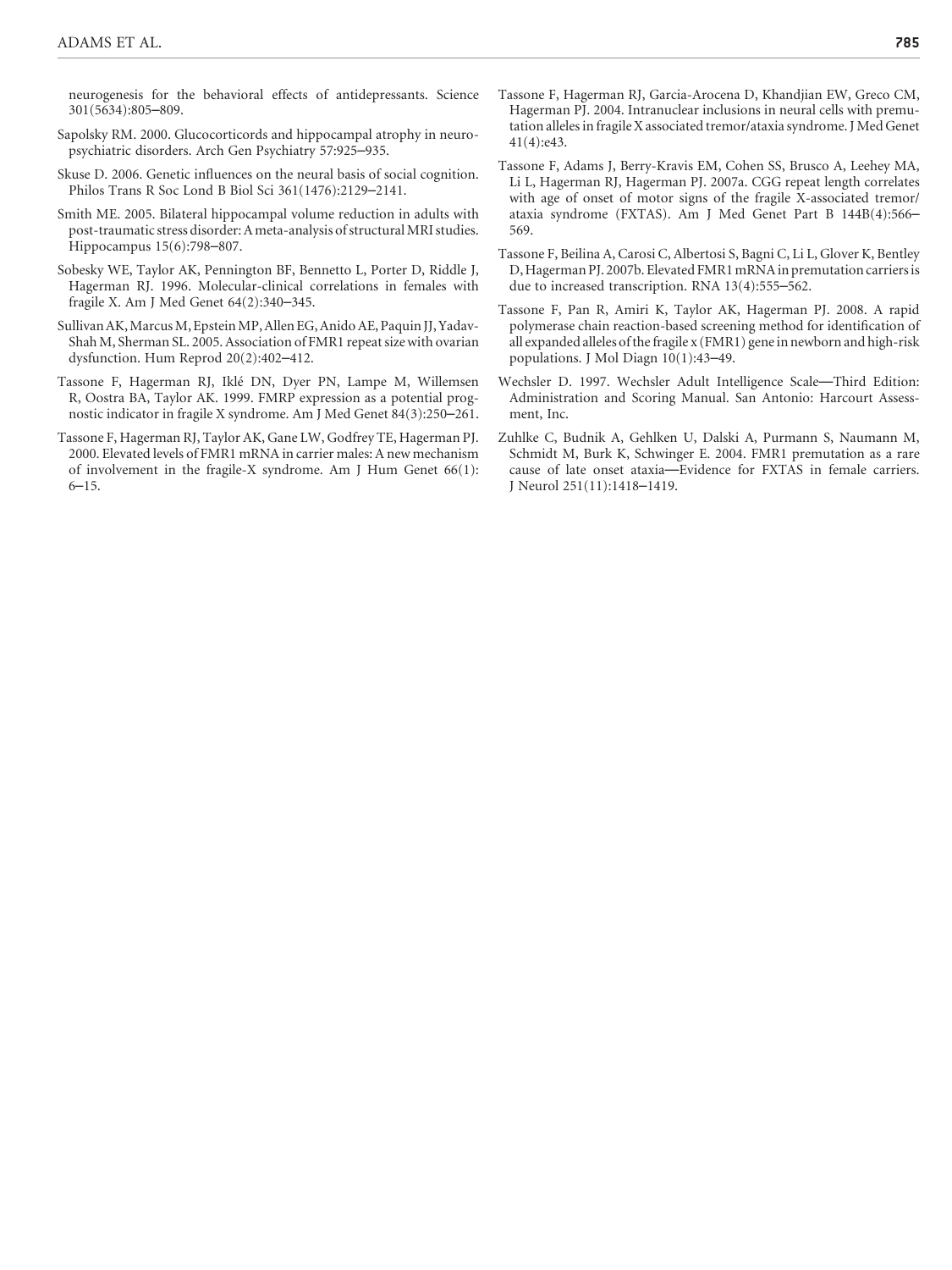neurogenesis for the behavioral effects of antidepressants. Science 301(5634):805–809.

Sapolsky RM. 2000. Glucocorticords and hippocampal atrophy in neuropsychiatric disorders. Arch Gen Psychiatry 57:925–935.

Skuse D. 2006. Genetic influences on the neural basis of social cognition. Philos Trans R Soc Lond B Biol Sci 361(1476):2129–2141.

Smith ME. 2005. Bilateral hippocampal volume reduction in adults with post-traumatic stress disorder: A meta-analysis of structural MRI studies. Hippocampus 15(6):798–807.

Sobesky WE, Taylor AK, Pennington BF, Bennetto L, Porter D, Riddle J, Hagerman RJ. 1996. Molecular-clinical correlations in females with fragile X. Am J Med Genet 64(2):340–345.

Sullivan AK, Marcus M, Epstein MP, Allen EG, Anido AE, Paquin JJ, Yadav-Shah M, Sherman SL. 2005. Association of FMR1 repeat size with ovarian dysfunction. Hum Reprod 20(2):402–412.

Tassone F, Hagerman RJ, Iklé DN, Dyer PN, Lampe M, Willemsen R, Oostra BA, Taylor AK. 1999. FMRP expression as a potential prognostic indicator in fragile X syndrome. Am J Med Genet 84(3):250–261.

Tassone F, Hagerman RJ, Taylor AK, Gane LW, Godfrey TE, Hagerman PJ. 2000. Elevated levels of FMR1 mRNA in carrier males: A new mechanism of involvement in the fragile-X syndrome. Am J Hum Genet 66(1): 6–15.

Tassone F, Hagerman RJ, Garcia-Arocena D, Khandjian EW, Greco CM, Hagerman PJ. 2004. Intranuclear inclusions in neural cells with premutation alleles in fragile X associated tremor/ataxia syndrome. J Med Genet 41(4):e43.

Tassone F, Adams J, Berry-Kravis EM, Cohen SS, Brusco A, Leehey MA, Li L, Hagerman RJ, Hagerman PJ. 2007a. CGG repeat length correlates with age of onset of motor signs of the fragile X-associated tremor/ataxia syndrome (FXTAS). Am J Med Genet Part B 144B(4):566–569.

Tassone F, Beilina A, Carosi C, Albertosi S, Bagni C, Li L, Glover K, Bentley D, Hagerman PJ. 2007b. Elevated FMR1 mRNA in premutation carriers is due to increased transcription. RNA 13(4):555–562.

Tassone F, Pan R, Amiri K, Taylor AK, Hagerman PJ. 2008. A rapid polymerase chain reaction-based screening method for identification of all expanded alleles of the fragile x (FMR1) gene in newborn and high-risk populations. J Mol Diagn 10(1):43–49.

Wechsler D. 1997. Wechsler Adult Intelligence Scale—Third Edition: Administration and Scoring Manual. San Antonio: Harcourt Assessment, Inc.

Zuhlke C, Budnik A, Gehlken U, Dalski A, Purmann S, Naumann M, Schmidt M, Burk K, Schwinger E. 2004. FMR1 premutation as a rare cause of late onset ataxia—Evidence for FXTAS in female carriers. J Neurol 251(11):1418–1419.